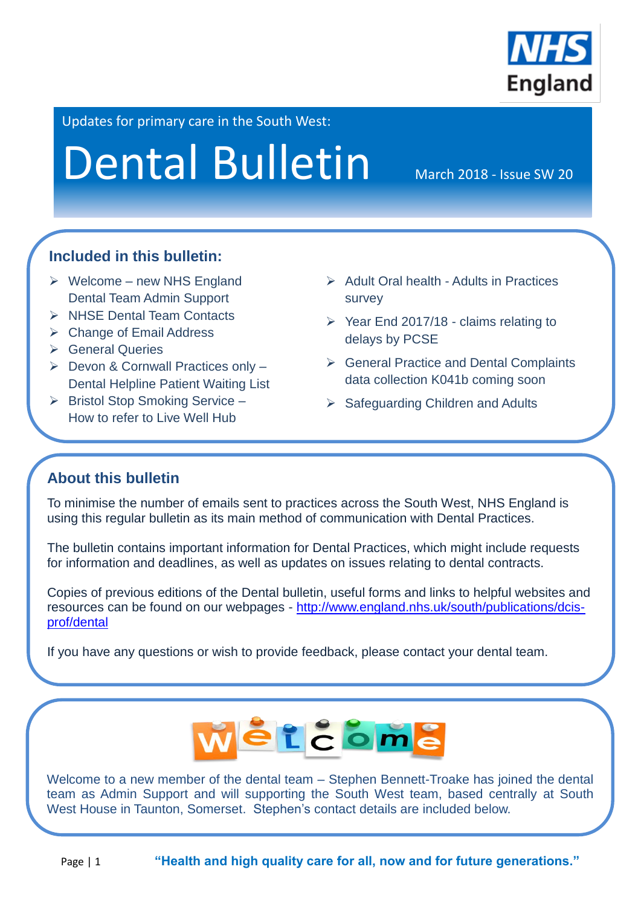Updates for primary care in the South West:

# Dental Bulletin

March 2018 - Issue SW 20

## Included in this bulletin:

- Welcome – new NHS England Dental Team Admin Support
- NHSE Dental Team Contacts
- Change of Email Address
- General Queries
- Devon & Cornwall Practices only – Dental Helpline Patient Waiting List
- Bristol Stop Smoking Service – How to refer to Live Well Hub
- Adult Oral health - Adults in Practices survey
- Year End 2017/18 - claims relating to delays by PCSE
- General Practice and Dental Complaints data collection K041b coming soon
- Safeguarding Children and Adults

## About this bulletin

To minimise the number of emails sent to practices across the South West, NHS England is using this regular bulletin as its main method of communication with Dental Practices.

The bulletin contains important information for Dental Practices, which might include requests for information and deadlines, as well as updates on issues relating to dental contracts.

Copies of previous editions of the Dental bulletin, useful forms and links to helpful websites and resources can be found on our webpages - [http://www.england.nhs.uk/south/publications/dcis-prof/dental](http://www.england.nhs.uk/south/publications/dcis-prof/dental)

If you have any questions or wish to provide feedback, please contact your dental team.

## Welcome

Welcome to a new member of the dental team – Stephen Bennett-Troake has joined the dental team as Admin Support and will supporting the South West team, based centrally at South West House in Taunton, Somerset. Stephen's contact details are included below.

**"Health and high quality care for all, now and for future generations."**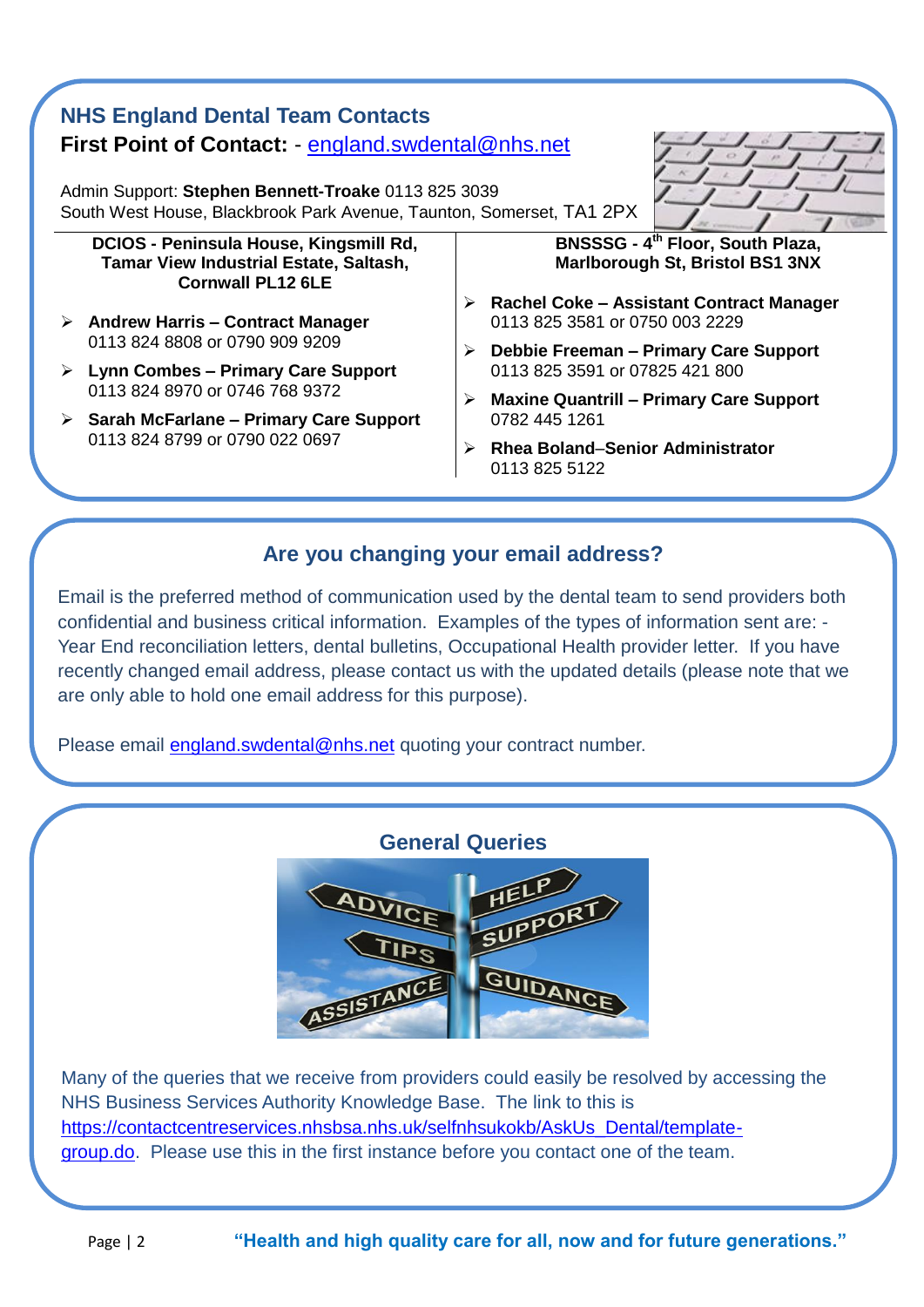## NHS England Dental Team Contacts

**First Point of Contact:** - england.swdental@nhs.net

Admin Support: **Stephen Bennett-Troake** 0113 825 3039
South West House, Blackbrook Park Avenue, Taunton, Somerset, TA1 2PX

**DCIOS - Peninsula House, Kingsmill Rd, Tamar View Industrial Estate, Saltash, Cornwall PL12 6LE**

- **Andrew Harris – Contract Manager**
  0113 824 8808 or 0790 909 9209
- **Lynn Combes – Primary Care Support**
  0113 824 8970 or 0746 768 9372
- **Sarah McFarlane – Primary Care Support**
  0113 824 8799 or 0790 022 0697

**BNSSSG - 4th Floor, South Plaza, Marlborough St, Bristol BS1 3NX**

- **Rachel Coke – Assistant Contract Manager**
  0113 825 3581 or 0750 003 2229
- **Debbie Freeman – Primary Care Support**
  0113 825 3591 or 07825 421 800
- **Maxine Quantrill – Primary Care Support**
  0782 445 1261
- **Rhea Boland–Senior Administrator**
  0113 825 5122

## Are you changing your email address?

Email is the preferred method of communication used by the dental team to send providers both confidential and business critical information. Examples of the types of information sent are: - Year End reconciliation letters, dental bulletins, Occupational Health provider letter. If you have recently changed email address, please contact us with the updated details (please note that we are only able to hold one email address for this purpose).

Please email england.swdental@nhs.net quoting your contract number.

## General Queries

Many of the queries that we receive from providers could easily be resolved by accessing the NHS Business Services Authority Knowledge Base. The link to this is https://contactcentreservices.nhsbsa.nhs.uk/selfnhsukokb/AskUs_Dental/template-group.do. Please use this in the first instance before you contact one of the team.

**"Health and high quality care for all, now and for future generations."**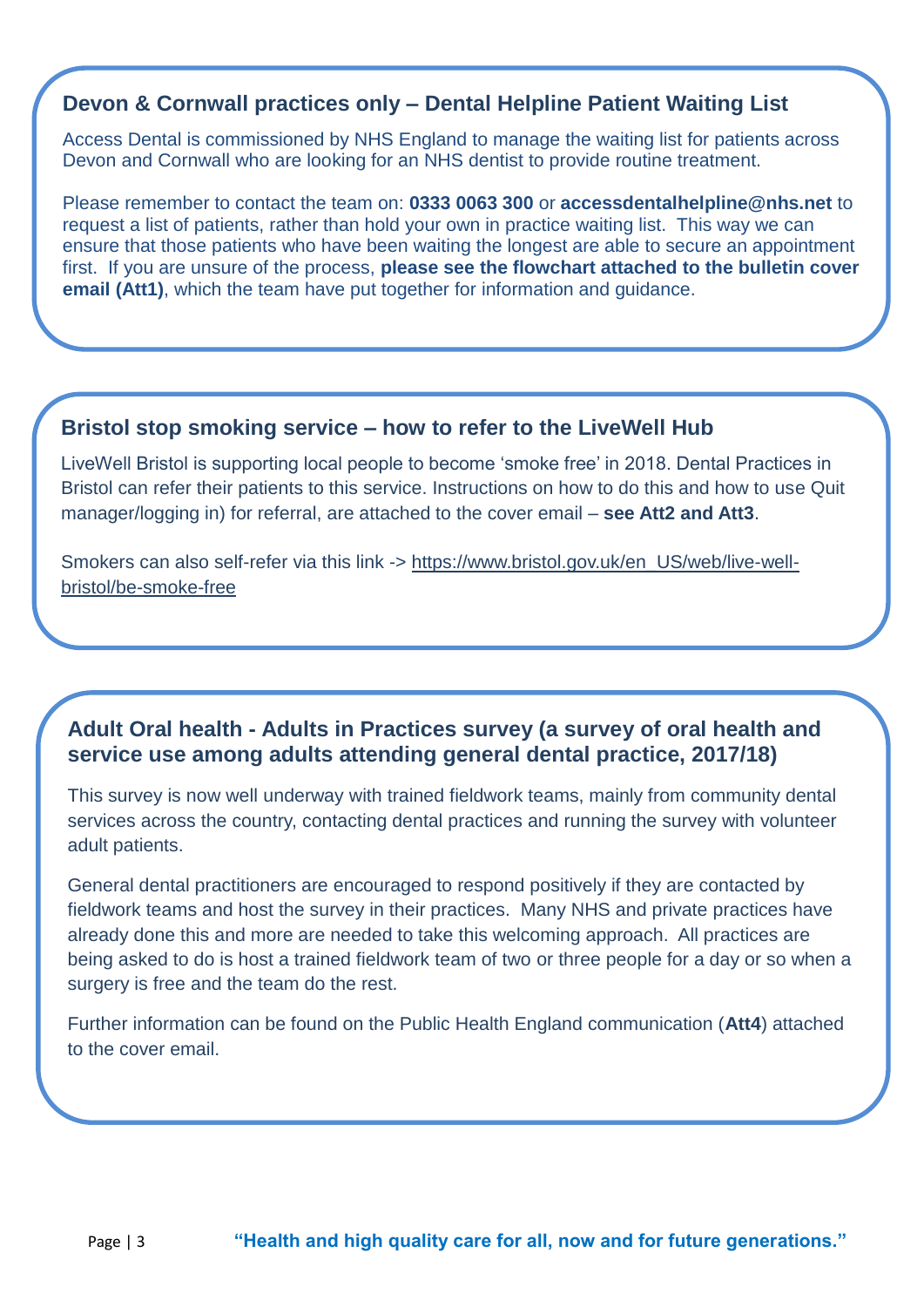## Devon & Cornwall practices only – Dental Helpline Patient Waiting List

Access Dental is commissioned by NHS England to manage the waiting list for patients across Devon and Cornwall who are looking for an NHS dentist to provide routine treatment.

Please remember to contact the team on: **0333 0063 300** or **accessdentalhelpline@nhs.net** to request a list of patients, rather than hold your own in practice waiting list. This way we can ensure that those patients who have been waiting the longest are able to secure an appointment first. If you are unsure of the process, **please see the flowchart attached to the bulletin cover email (Att1)**, which the team have put together for information and guidance.

## Bristol stop smoking service – how to refer to the LiveWell Hub

LiveWell Bristol is supporting local people to become 'smoke free' in 2018. Dental Practices in Bristol can refer their patients to this service. Instructions on how to do this and how to use Quit manager/logging in) for referral, are attached to the cover email – **see Att2 and Att3**.

Smokers can also self-refer via this link -> https://www.bristol.gov.uk/en_US/web/live-well-bristol/be-smoke-free

## Adult Oral health - Adults in Practices survey (a survey of oral health and service use among adults attending general dental practice, 2017/18)

This survey is now well underway with trained fieldwork teams, mainly from community dental services across the country, contacting dental practices and running the survey with volunteer adult patients.

General dental practitioners are encouraged to respond positively if they are contacted by fieldwork teams and host the survey in their practices. Many NHS and private practices have already done this and more are needed to take this welcoming approach. All practices are being asked to do is host a trained fieldwork team of two or three people for a day or so when a surgery is free and the team do the rest.

Further information can be found on the Public Health England communication (**Att4**) attached to the cover email.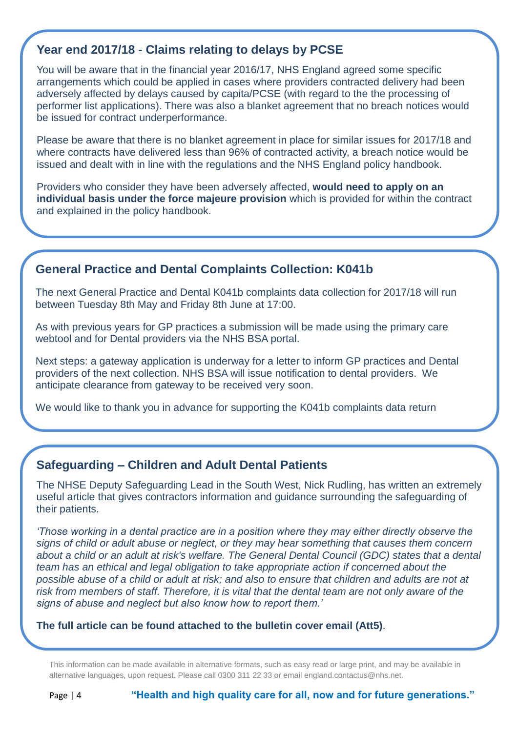## Year end 2017/18 - Claims relating to delays by PCSE

You will be aware that in the financial year 2016/17, NHS England agreed some specific arrangements which could be applied in cases where providers contracted delivery had been adversely affected by delays caused by capita/PCSE (with regard to the the processing of performer list applications). There was also a blanket agreement that no breach notices would be issued for contract underperformance.

Please be aware that there is no blanket agreement in place for similar issues for 2017/18 and where contracts have delivered less than 96% of contracted activity, a breach notice would be issued and dealt with in line with the regulations and the NHS England policy handbook.

Providers who consider they have been adversely affected, **would need to apply on an individual basis under the force majeure provision** which is provided for within the contract and explained in the policy handbook.

## General Practice and Dental Complaints Collection: K041b

The next General Practice and Dental K041b complaints data collection for 2017/18 will run between Tuesday 8th May and Friday 8th June at 17:00.

As with previous years for GP practices a submission will be made using the primary care webtool and for Dental providers via the NHS BSA portal.

Next steps: a gateway application is underway for a letter to inform GP practices and Dental providers of the next collection. NHS BSA will issue notification to dental providers. We anticipate clearance from gateway to be received very soon.

We would like to thank you in advance for supporting the K041b complaints data return

## Safeguarding – Children and Adult Dental Patients

The NHSE Deputy Safeguarding Lead in the South West, Nick Rudling, has written an extremely useful article that gives contractors information and guidance surrounding the safeguarding of their patients.

*'Those working in a dental practice are in a position where they may either directly observe the signs of child or adult abuse or neglect, or they may hear something that causes them concern about a child or an adult at risk's welfare. The General Dental Council (GDC) states that a dental team has an ethical and legal obligation to take appropriate action if concerned about the possible abuse of a child or adult at risk; and also to ensure that children and adults are not at risk from members of staff. Therefore, it is vital that the dental team are not only aware of the signs of abuse and neglect but also know how to report them.'*

**The full article can be found attached to the bulletin cover email (Att5)**.

This information can be made available in alternative formats, such as easy read or large print, and may be available in alternative languages, upon request. Please call 0300 311 22 33 or email england.contactus@nhs.net.

**"Health and high quality care for all, now and for future generations."**